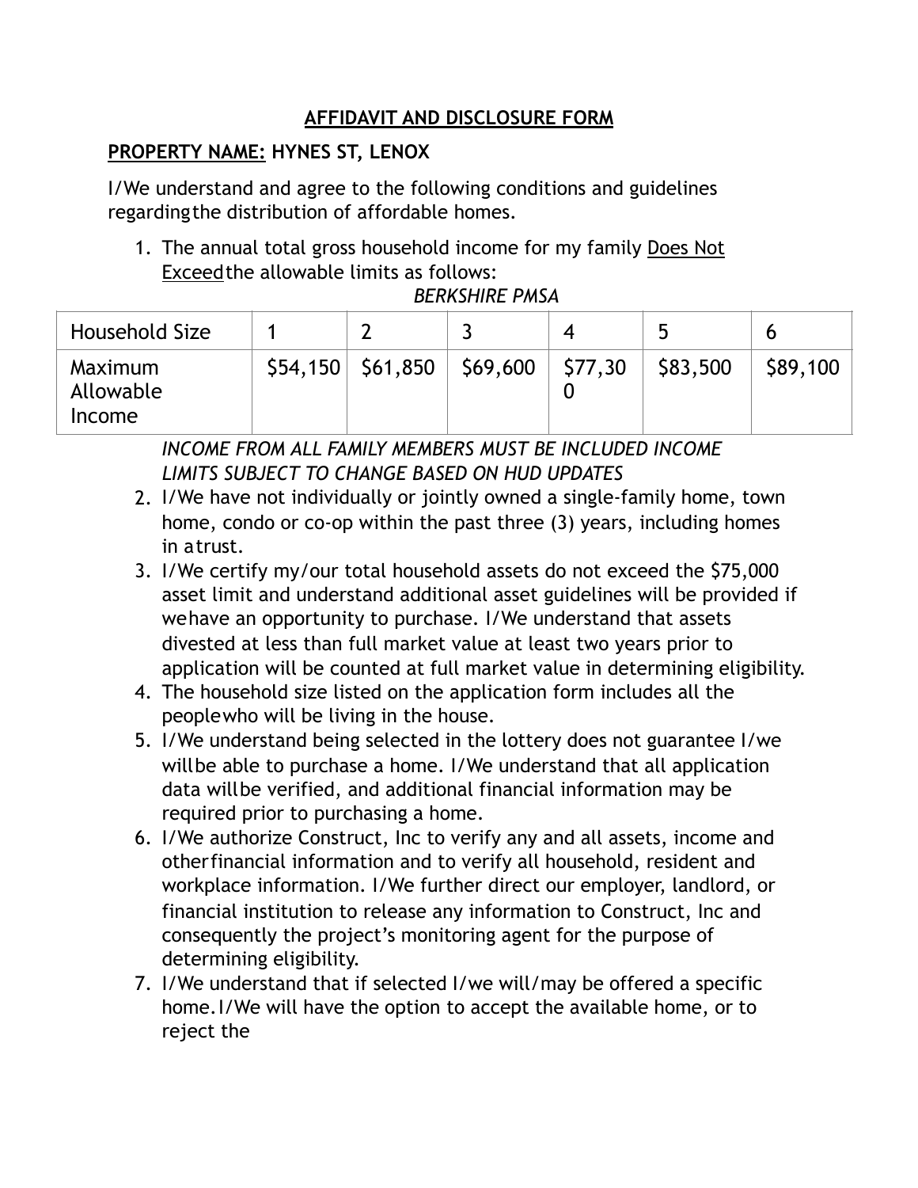## AFFIDAVIT AND DISCLOSURE FORM

**PROPERTY NAME: HYNES ST, LENOX**

I/We understand and agree to the following conditions and guidelines regarding the distribution of affordable homes.

1. The annual total gross household income for my family Does Not Exceed the allowable limits as follows:

*BERKSHIRE PMSA*

| Household Size | 1 | 2 | 3 | 4 | 5 | 6 |
|---|---|---|---|---|---|---|
| Maximum Allowable Income | $54,150 | $61,850 | $69,600 | $77,300 | $83,500 | $89,100 |

*INCOME FROM ALL FAMILY MEMBERS MUST BE INCLUDED INCOME LIMITS SUBJECT TO CHANGE BASED ON HUD UPDATES*

2. I/We have not individually or jointly owned a single-family home, town home, condo or co-op within the past three (3) years, including homes in a trust.
3. I/We certify my/our total household assets do not exceed the $75,000 asset limit and understand additional asset guidelines will be provided if we have an opportunity to purchase. I/We understand that assets divested at less than full market value at least two years prior to application will be counted at full market value in determining eligibility.
4. The household size listed on the application form includes all the people who will be living in the house.
5. I/We understand being selected in the lottery does not guarantee I/we will be able to purchase a home. I/We understand that all application data will be verified, and additional financial information may be required prior to purchasing a home.
6. I/We authorize Construct, Inc to verify any and all assets, income and other financial information and to verify all household, resident and workplace information. I/We further direct our employer, landlord, or financial institution to release any information to Construct, Inc and consequently the project's monitoring agent for the purpose of determining eligibility.
7. I/We understand that if selected I/we will/may be offered a specific home. I/We will have the option to accept the available home, or to reject the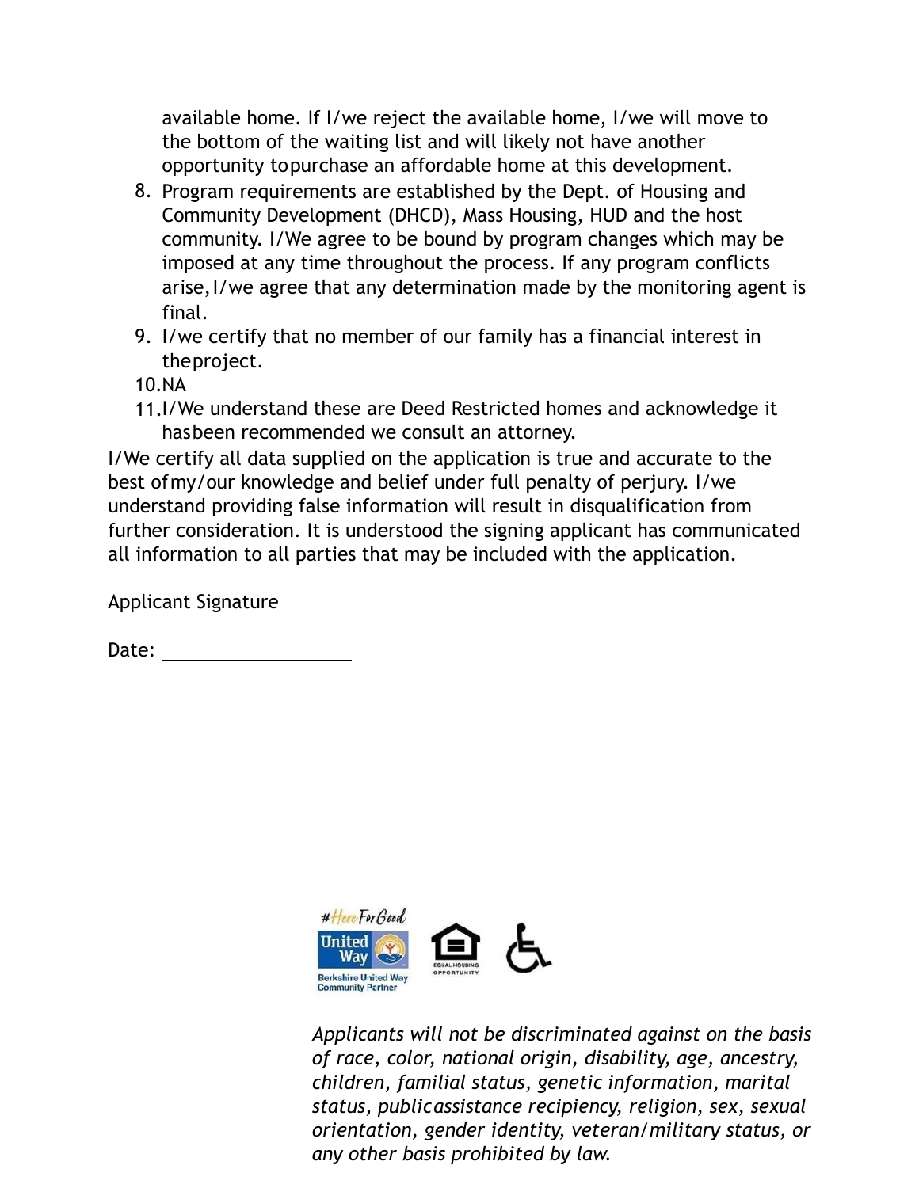available home. If I/we reject the available home, I/we will move to the bottom of the waiting list and will likely not have another opportunity to purchase an affordable home at this development.

8. Program requirements are established by the Dept. of Housing and Community Development (DHCD), Mass Housing, HUD and the host community. I/We agree to be bound by program changes which may be imposed at any time throughout the process. If any program conflicts arise, I/we agree that any determination made by the monitoring agent is final.
9. I/we certify that no member of our family has a financial interest in the project.
10. NA
11. I/We understand these are Deed Restricted homes and acknowledge it has been recommended we consult an attorney.

I/We certify all data supplied on the application is true and accurate to the best of my/our knowledge and belief under full penalty of perjury. I/we understand providing false information will result in disqualification from further consideration. It is understood the signing applicant has communicated all information to all parties that may be included with the application.

Applicant Signature\_\_\_\_\_\_\_\_\_\_\_\_\_\_\_\_\_\_\_\_\_\_\_\_\_\_\_\_\_\_\_\_\_\_\_\_\_\_\_\_

Date: \_\_\_\_\_\_\_\_\_\_\_\_\_\_\_\_\_\_

#HereForGood

United Way

Berkshire United Way Community Partner

EQUAL HOUSING OPPORTUNITY

*Applicants will not be discriminated against on the basis of race, color, national origin, disability, age, ancestry, children, familial status, genetic information, marital status, public assistance recipiency, religion, sex, sexual orientation, gender identity, veteran/military status, or any other basis prohibited by law.*